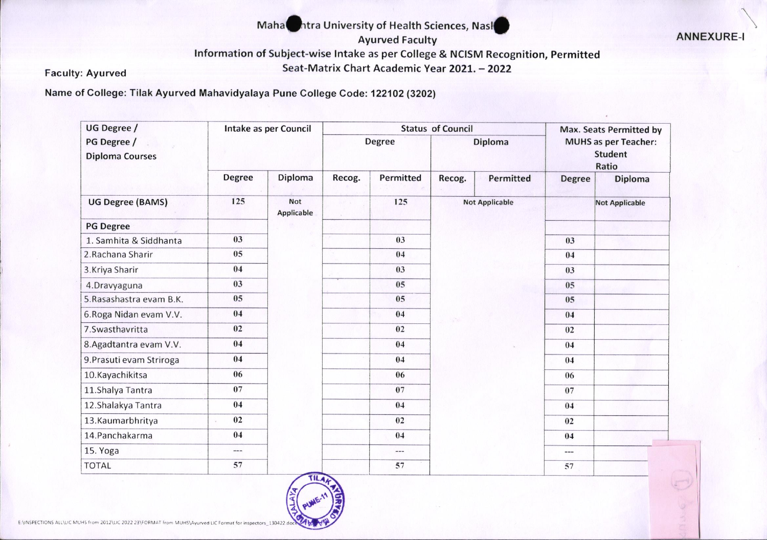Maha●ntra University of Health Sciences, Nash●

Ayurved Faculty

Information of Subject-wise Intake as per College & NCISM Recognition, Permitted Seat-Matrix Chart Academic Year 2021. – 2022

**ANNEXURE-I**

**Faculty: Ayurved**

**Name of College: Tilak Ayurved Mahavidyalaya Pune College Code: 122102 (3202)**

| UG Degree / PG Degree / Diploma Courses | Intake as per Council | | Status of Council | | | | Max. Seats Permitted by MUHS as per Teacher: Student Ratio | |
|---|---|---|---|---|---|---|---|---|
| | | | Degree | | Diploma | | | |
| | Degree | Diploma | Recog. | Permitted | Recog. | Permitted | Degree | Diploma |
| UG Degree (BAMS) | 125 | Not Applicable | | 125 | Not Applicable | | | Not Applicable |
| PG Degree | | | | | | | | |
| 1. Samhita & Siddhanta | 03 | | | 03 | | | 03 | |
| 2.Rachana Sharir | 05 | | | 04 | | | 04 | |
| 3.Kriya Sharir | 04 | | | 03 | | | 03 | |
| 4.Dravyaguna | 03 | | | 05 | | | 05 | |
| 5.Rasashastra evam B.K. | 05 | | | 05 | | | 05 | |
| 6.Roga Nidan evam V.V. | 04 | | | 04 | | | 04 | |
| 7.Swasthavritta | 02 | | | 02 | | | 02 | |
| 8.Agadtantra evam V.V. | 04 | | | 04 | | | 04 | |
| 9.Prasuti evam Striroga | 04 | | | 04 | | | 04 | |
| 10.Kayachikitsa | 06 | | | 06 | | | 06 | |
| 11.Shalya Tantra | 07 | | | 07 | | | 07 | |
| 12.Shalakya Tantra | 04 | | | 04 | | | 04 | |
| 13.Kaumarbhritya | 02 | | | 02 | | | 02 | |
| 14.Panchakarma | 04 | | | 04 | | | 04 | |
| 15. Yoga | --- | | | --- | | | --- | |
| TOTAL | 57 | | | 57 | | | 57 | |

E:\INSPECTIONS ALL\LIC MUHS from 2012\LIC 2022 23\FORMAT from MUHS\Ayurved LIC Format for inspectors_130422.docx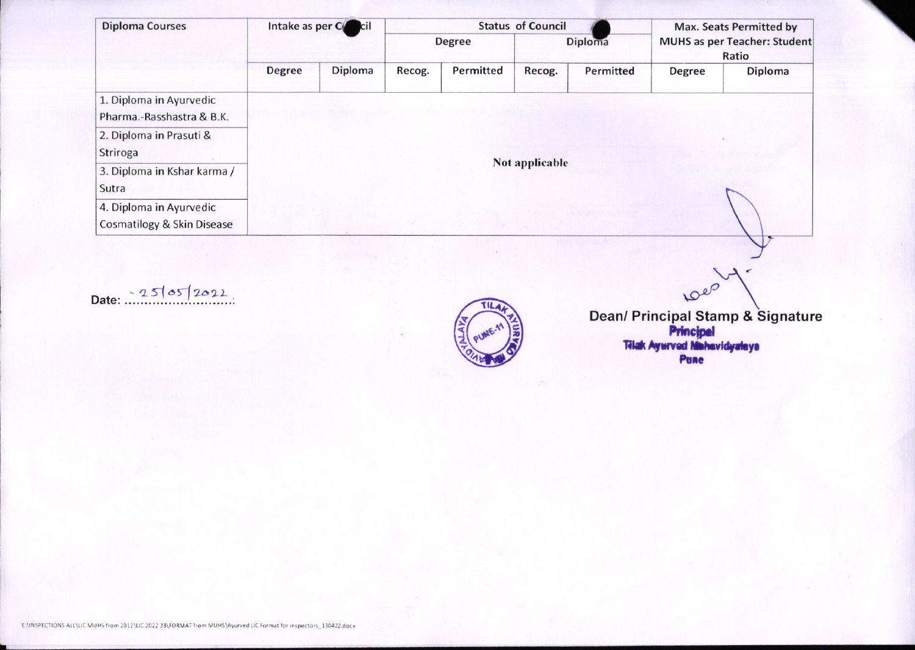| Diploma Courses | Intake as per Council | | Status of Council | | | | Max. Seats Permitted by MUHS as per Teacher: Student Ratio | |
|---|---|---|---|---|---|---|---|---|
| | | | Degree | | Diploma | | | |
| | Degree | Diploma | Recog. | Permitted | Recog. | Permitted | Degree | Diploma |
| 1. Diploma in Ayurvedic Pharma.-Rasshastra & B.K. | Not applicable | | | | | | | |
| 2. Diploma in Prasuti & Striroga | | | | | | | | |
| 3. Diploma in Kshar karma / Sutra | | | | | | | | |
| 4. Diploma in Ayurvedic Cosmatilogy & Skin Disease | | | | | | | | |

Date: 25/05/2022

TILAK AYURVED VIDYALAYA PUNE-11

Dean/ Principal Stamp & Signature

**Principal**
**Tilak Ayurved Mahavidyalaya**
**Pune**

E:\INSPECTIONS ALL\LIC MUHS from 2012\LIC 2022 23\FORMAT from MUHS\Ayurved LIC Format for inspectors_130422.docx